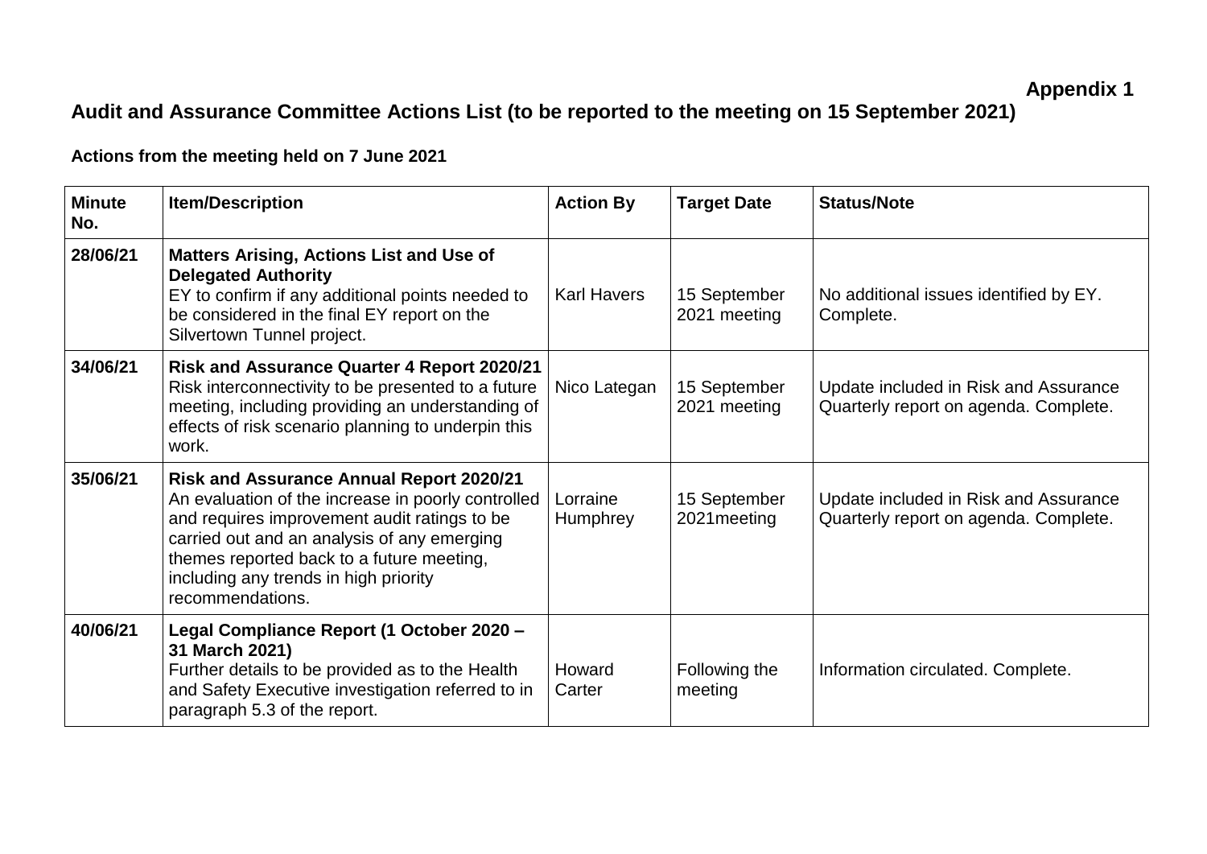**Appendix 1**

# Audit and Assurance Committee Actions List (to be reported to the meeting on 15 September 2021)

## Actions from the meeting held on 7 June 2021

| Minute No. | Item/Description | Action By | Target Date | Status/Note |
|---|---|---|---|---|
| 28/06/21 | **Matters Arising, Actions List and Use of Delegated Authority** EY to confirm if any additional points needed to be considered in the final EY report on the Silvertown Tunnel project. | Karl Havers | 15 September 2021 meeting | No additional issues identified by EY. Complete. |
| 34/06/21 | **Risk and Assurance Quarter 4 Report 2020/21** Risk interconnectivity to be presented to a future meeting, including providing an understanding of effects of risk scenario planning to underpin this work. | Nico Lategan | 15 September 2021 meeting | Update included in Risk and Assurance Quarterly report on agenda. Complete. |
| 35/06/21 | **Risk and Assurance Annual Report 2020/21** An evaluation of the increase in poorly controlled and requires improvement audit ratings to be carried out and an analysis of any emerging themes reported back to a future meeting, including any trends in high priority recommendations. | Lorraine Humphrey | 15 September 2021meeting | Update included in Risk and Assurance Quarterly report on agenda. Complete. |
| 40/06/21 | **Legal Compliance Report (1 October 2020 – 31 March 2021)** Further details to be provided as to the Health and Safety Executive investigation referred to in paragraph 5.3 of the report. | Howard Carter | Following the meeting | Information circulated. Complete. |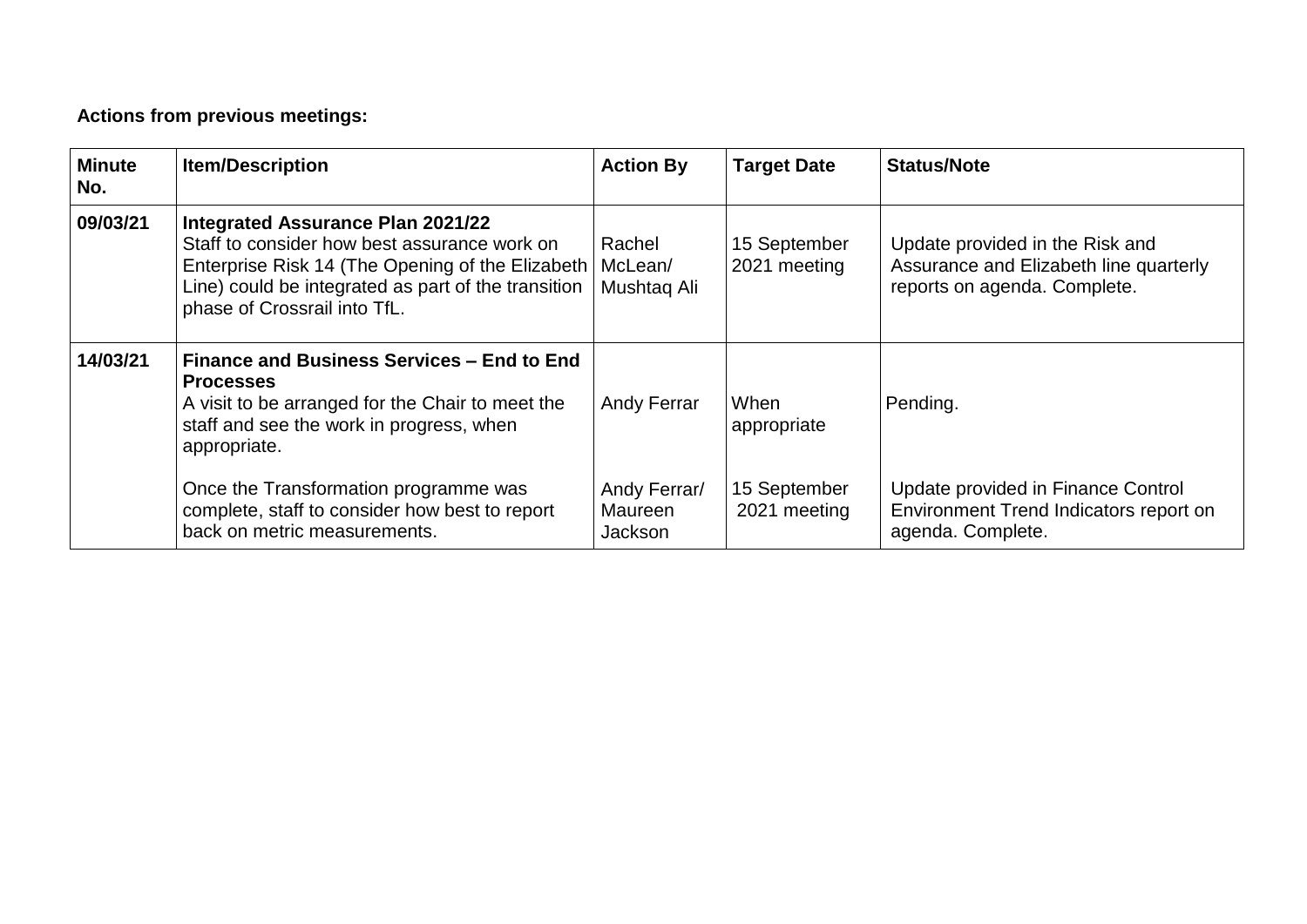**Actions from previous meetings:**

| Minute No. | Item/Description | Action By | Target Date | Status/Note |
|---|---|---|---|---|
| 09/03/21 | **Integrated Assurance Plan 2021/22** Staff to consider how best assurance work on Enterprise Risk 14 (The Opening of the Elizabeth Line) could be integrated as part of the transition phase of Crossrail into TfL. | Rachel McLean/ Mushtaq Ali | 15 September 2021 meeting | Update provided in the Risk and Assurance and Elizabeth line quarterly reports on agenda. Complete. |
| 14/03/21 | **Finance and Business Services – End to End Processes** A visit to be arranged for the Chair to meet the staff and see the work in progress, when appropriate. | Andy Ferrar | When appropriate | Pending. |
| | Once the Transformation programme was complete, staff to consider how best to report back on metric measurements. | Andy Ferrar/ Maureen Jackson | 15 September 2021 meeting | Update provided in Finance Control Environment Trend Indicators report on agenda. Complete. |